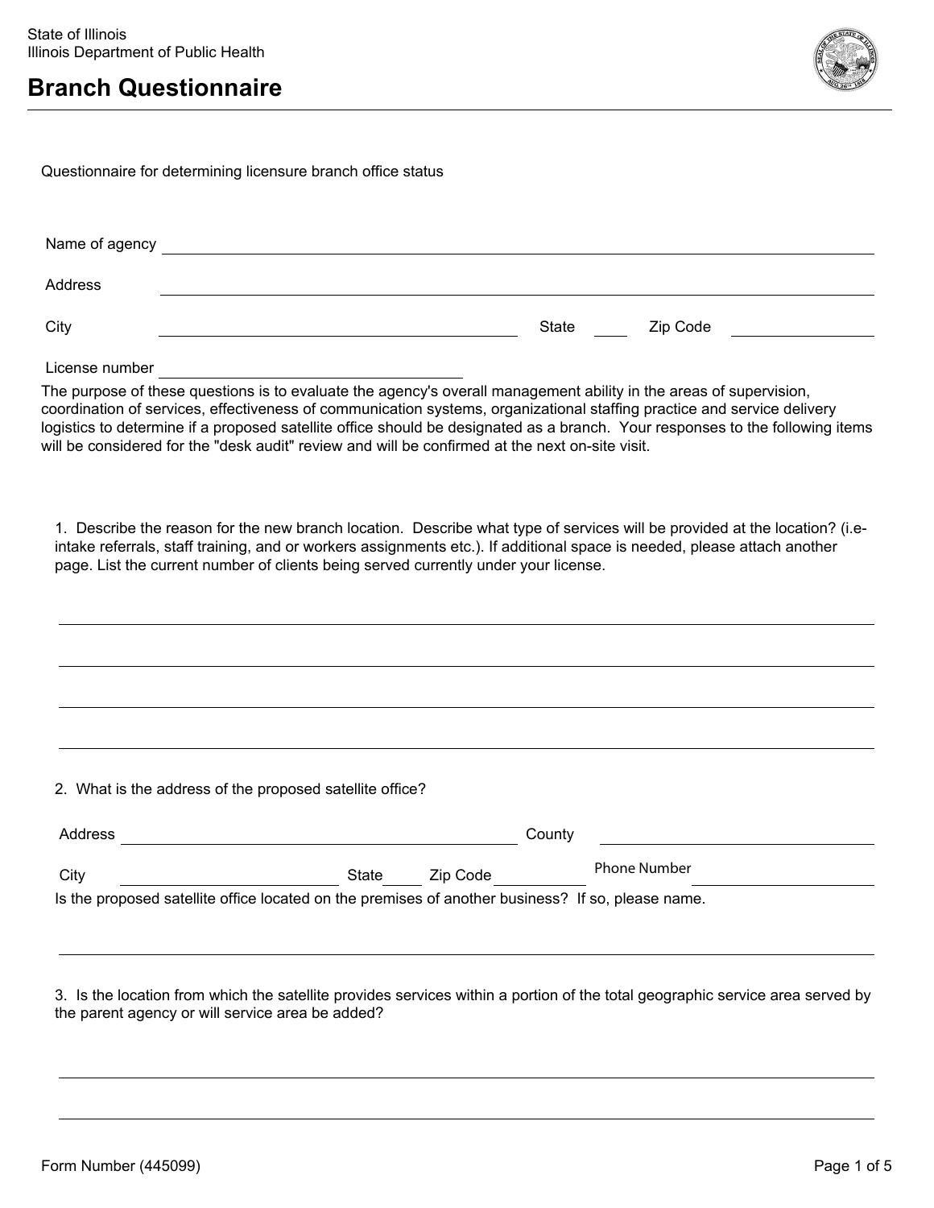State of Illinois
Illinois Department of Public Health

# Branch Questionnaire

Questionnaire for determining licensure branch office status

Name of agency ______________________________

Address ______________________________

City ______________________________ State ____ Zip Code __________

License number ______________________________

The purpose of these questions is to evaluate the agency's overall management ability in the areas of supervision, coordination of services, effectiveness of communication systems, organizational staffing practice and service delivery logistics to determine if a proposed satellite office should be designated as a branch. Your responses to the following items will be considered for the "desk audit" review and will be confirmed at the next on-site visit.

1. Describe the reason for the new branch location. Describe what type of services will be provided at the location? (i.e- intake referrals, staff training, and or workers assignments etc.). If additional space is needed, please attach another page. List the current number of clients being served currently under your license.

______________________________

______________________________

______________________________

______________________________

2. What is the address of the proposed satellite office?

Address ______________________________ County ______________________________

City ______________________________ State ____ Zip Code __________ Phone Number ______________________________

Is the proposed satellite office located on the premises of another business? If so, please name.

______________________________

3. Is the location from which the satellite provides services within a portion of the total geographic service area served by the parent agency or will service area be added?

______________________________

______________________________

Form Number (445099)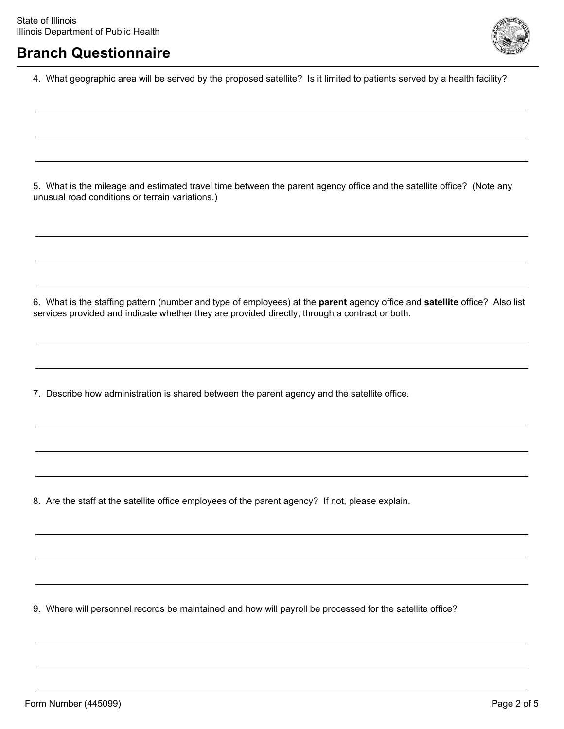State of Illinois
Illinois Department of Public Health

# Branch Questionnaire

4. What geographic area will be served by the proposed satellite? Is it limited to patients served by a health facility?

5. What is the mileage and estimated travel time between the parent agency office and the satellite office? (Note any unusual road conditions or terrain variations.)

6. What is the staffing pattern (number and type of employees) at the **parent** agency office and **satellite** office? Also list services provided and indicate whether they are provided directly, through a contract or both.

7. Describe how administration is shared between the parent agency and the satellite office.

8. Are the staff at the satellite office employees of the parent agency? If not, please explain.

9. Where will personnel records be maintained and how will payroll be processed for the satellite office?

Form Number (445099)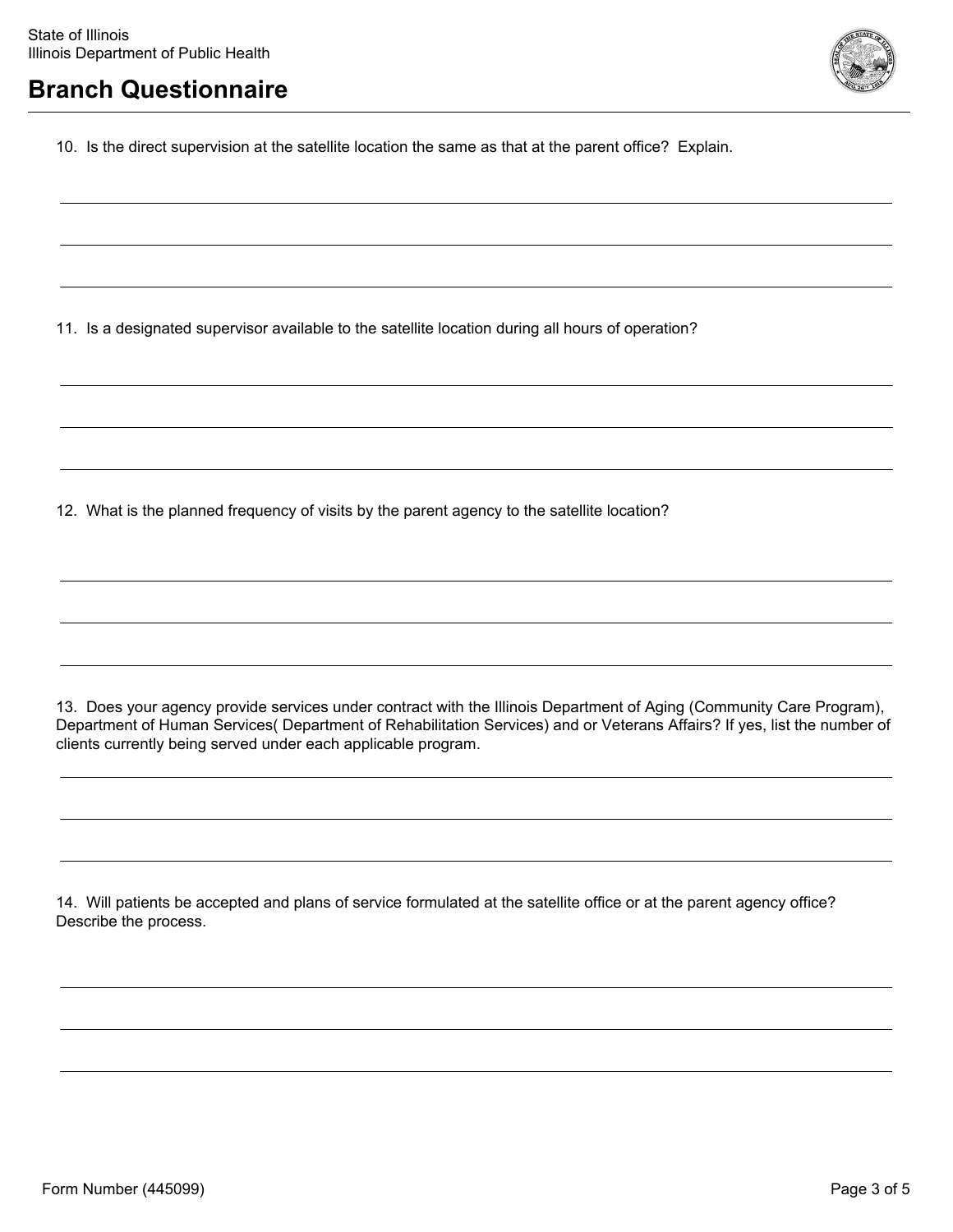State of Illinois
Illinois Department of Public Health

# Branch Questionnaire

10. Is the direct supervision at the satellite location the same as that at the parent office? Explain.

11. Is a designated supervisor available to the satellite location during all hours of operation?

12. What is the planned frequency of visits by the parent agency to the satellite location?

13. Does your agency provide services under contract with the Illinois Department of Aging (Community Care Program), Department of Human Services( Department of Rehabilitation Services) and or Veterans Affairs? If yes, list the number of clients currently being served under each applicable program.

14. Will patients be accepted and plans of service formulated at the satellite office or at the parent agency office? Describe the process.

Form Number (445099)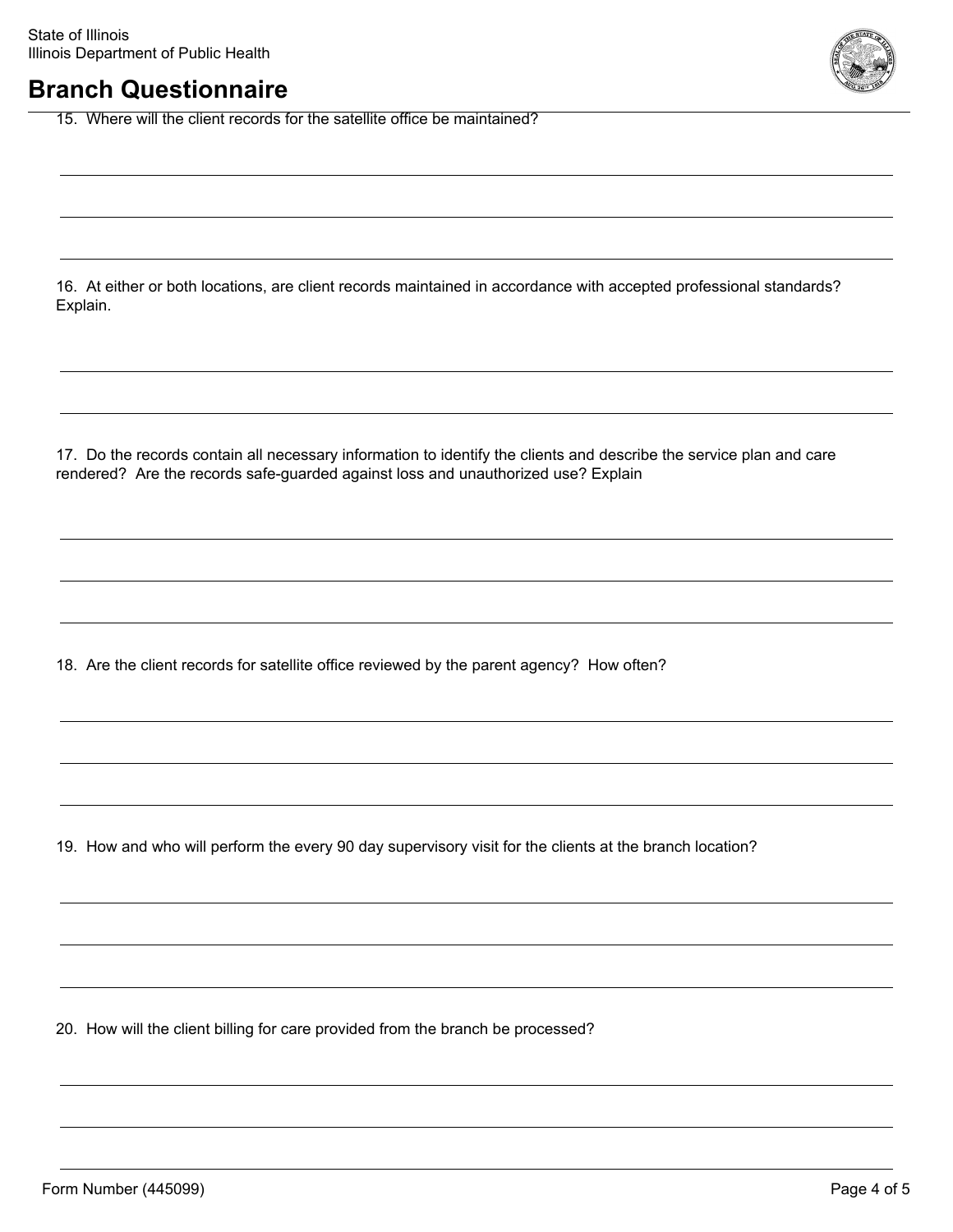State of Illinois
Illinois Department of Public Health

# Branch Questionnaire

15. Where will the client records for the satellite office be maintained?

16. At either or both locations, are client records maintained in accordance with accepted professional standards? Explain.

17. Do the records contain all necessary information to identify the clients and describe the service plan and care rendered? Are the records safe-guarded against loss and unauthorized use? Explain

18. Are the client records for satellite office reviewed by the parent agency? How often?

19. How and who will perform the every 90 day supervisory visit for the clients at the branch location?

20. How will the client billing for care provided from the branch be processed?

Form Number (445099)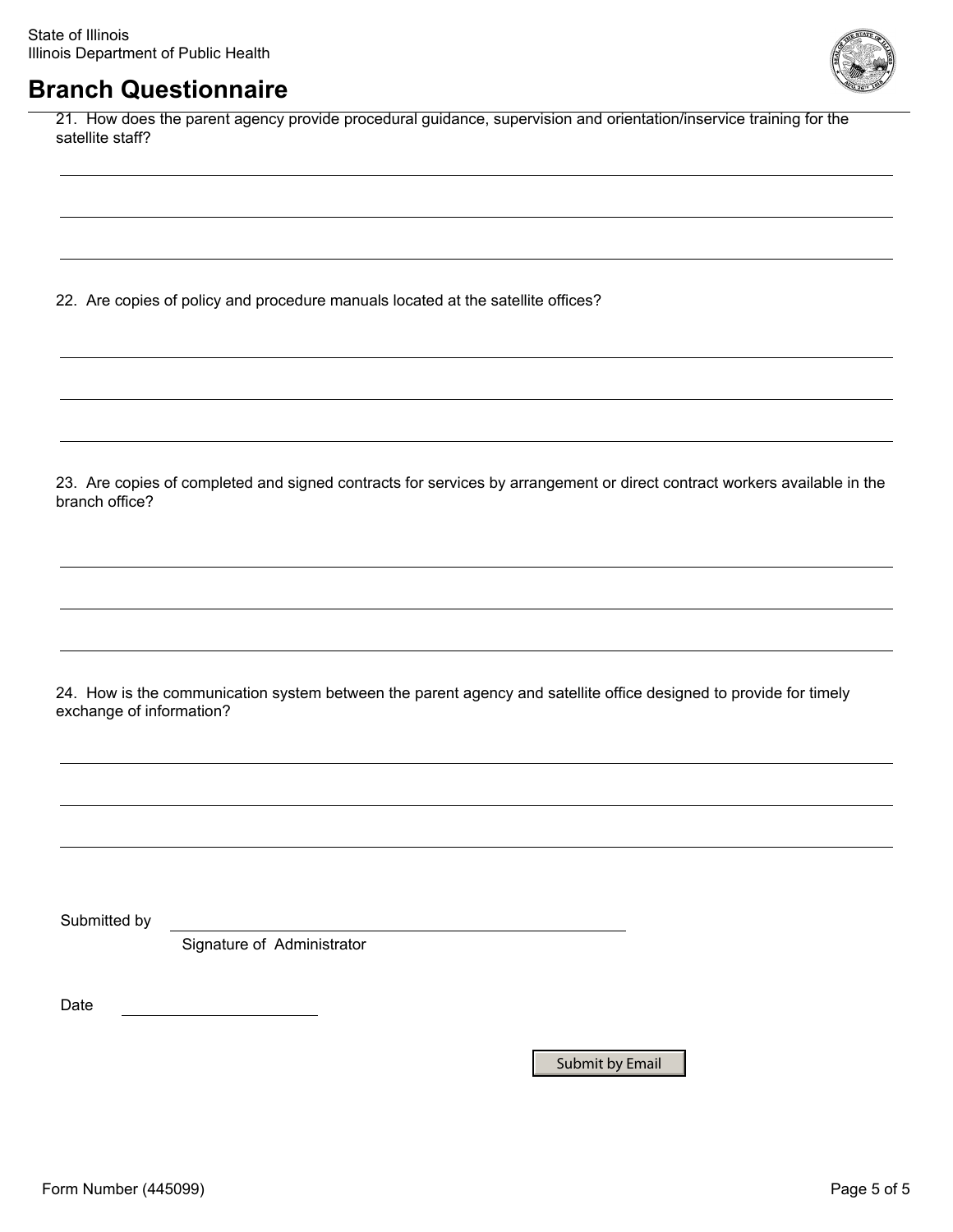State of Illinois
Illinois Department of Public Health

# Branch Questionnaire

21. How does the parent agency provide procedural guidance, supervision and orientation/inservice training for the satellite staff?

22. Are copies of policy and procedure manuals located at the satellite offices?

23. Are copies of completed and signed contracts for services by arrangement or direct contract workers available in the branch office?

24. How is the communication system between the parent agency and satellite office designed to provide for timely exchange of information?

Submitted by ______________________________
Signature of Administrator

Date ____________________

Submit by Email

Form Number (445099)